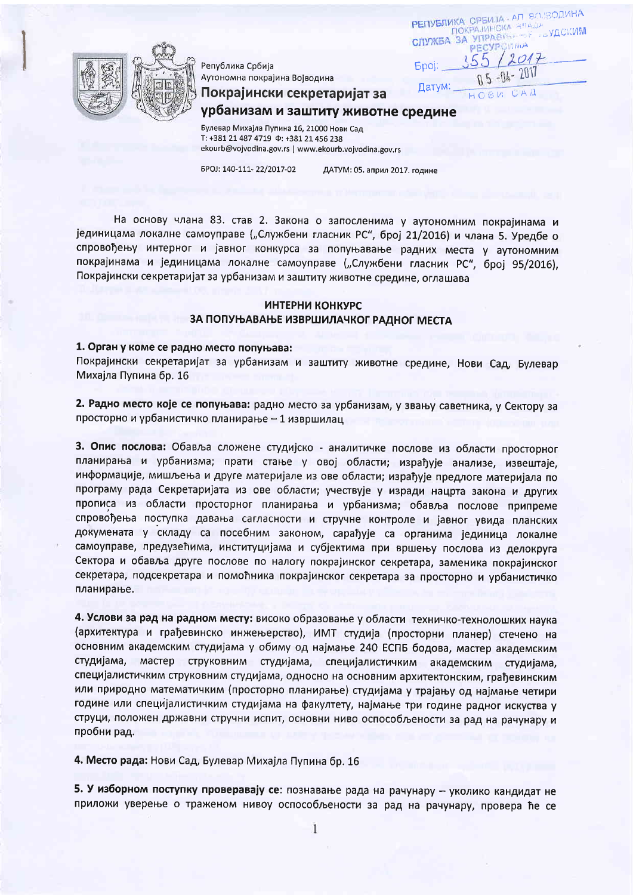РЕПУБЛИКА СРБИЈА - АП ВОЈВОДИНА
ПОКРАЈИНСКА ВЛАДА
СЛУЖБА ЗА УПРАВЉАЊЕ ЉУДСКИМ РЕСУРСИМА
Број: 355 / 2017
Датум: 05-04-2017
НОВИ САД

Република Србија
Аутономна покрајина Војводина

**Покрајински секретаријат за урбанизам и заштиту животне средине**

Булевар Михајла Пупина 16, 21000 Нови Сад
Т: +381 21 487 4719 Ф: +381 21 456 238
ekourb@vojvodina.gov.rs | www.ekourb.vojvodina.gov.rs

БРОЈ: 140-111- 22/2017-02 ДАТУМ: 05. април 2017. године

На основу члана 83. став 2. Закона о запосленима у аутономним покрајинама и јединицама локалне самоуправе („Службени гласник РС", број 21/2016) и члана 5. Уредбе о спровођењу интерног и јавног конкурса за попуњавање радних места у аутономним покрајинама и јединицама локалне самоуправе („Службени гласник РС", број 95/2016), Покрајински секретаријат за урбанизам и заштиту животне средине, оглашава

## ИНТЕРНИ КОНКУРС
## ЗА ПОПУЊАВАЊЕ ИЗВРШИЛАЧКОГ РАДНОГ МЕСТА

**1. Орган у коме се радно место попуњава:**
Покрајински секретаријат за урбанизам и заштиту животне средине, Нови Сад, Булевар Михајла Пупина бр. 16

**2. Радно место које се попуњава:** радно место за урбанизам, у звању саветника, у Сектору за просторно и урбанистичко планирање – 1 извршилац

**3. Опис послова:** Обавља сложене студијско - аналитичке послове из области просторног планирања и урбанизма; прати стање у овој области; израђује анализе, извештаје, информације, мишљења и друге материјале из ове области; израђује предлоге материјала по програму рада Секретаријата из ове области; учествује у изради нацрта закона и других прописа из области просторног планирања и урбанизма; обавља послове припреме спровођења поступка давања сагласности и стручне контроле и јавног увида планских докумената у складу са посебним законом, сарађује са органима јединица локалне самоуправе, предузећима, институцијама и субјектима при вршењу послова из делокруга Сектора и обавља друге послове по налогу покрајинског секретара, заменика покрајинског секретара, подсекретара и помоћника покрајинског секретара за просторно и урбанистичко планирање.

**4. Услови за рад на радном месту:** високо образовање у области техничко-технолошких наука (архитектура и грађевинско инжењерство), ИМТ студија (просторни планер) стечено на основним академским студијама у обиму од најмање 240 ЕСПБ бодова, мастер академским студијама, мастер струковним студијама, специјалистичким академским студијама, специјалистичким струковним студијама, односно на основним архитектонским, грађевинским или природно математичким (просторно планирање) студијама у трајању од најмање четири године или специјалистичким студијама на факултету, најмање три године радног искуства у струци, положен државни стручни испит, основни ниво оспособљености за рад на рачунару и пробни рад.

**4. Место рада:** Нови Сад, Булевар Михајла Пупина бр. 16

**5. У изборном поступку проверавају се**: познавање рада на рачунару – уколико кандидат не приложи уверење о траженом нивоу оспособљености за рад на рачунару, провера ће се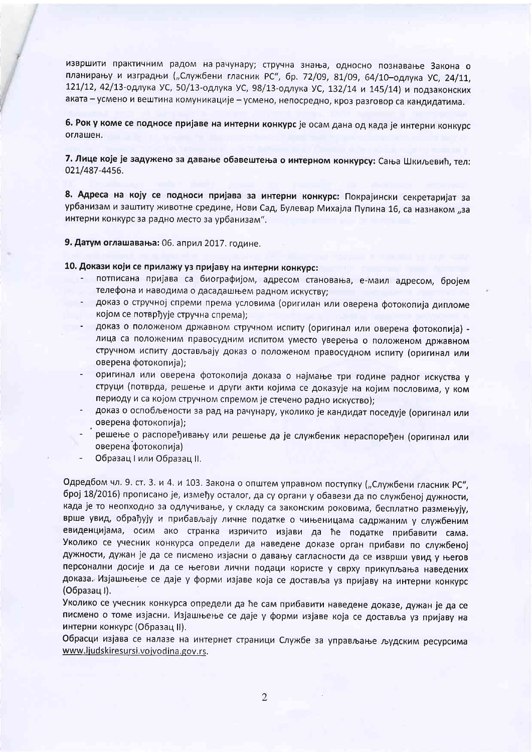извршити практичним радом на рачунару; стручна знања, односно познавање Закона о планирању и изградњи („Службени гласник РС", бр. 72/09, 81/09, 64/10–одлука УС, 24/11, 121/12, 42/13-одлука УС, 50/13-одлука УС, 98/13-одлука УС, 132/14 и 145/14) и подзаконских аката – усмено и вештина комуникације – усмено, непосредно, кроз разговор са кандидатима.

**6. Рок у коме се подносе пријаве на интерни конкурс** је осам дана од када је интерни конкурс оглашен.

**7. Лице које је задужено за давање обавештења о интерном конкурсу:** Сања Шкиљевић, тел: 021/487-4456.

**8. Адреса на коју се подноси пријава за интерни конкурс:** Покрајински секретаријат за урбанизам и заштиту животне средине, Нови Сад, Булевар Михајла Пупина 16, са назнаком „за интерни конкурс за радно место за урбанизам".

**9. Датум оглашавања:** 06. април 2017. године.

**10. Докази који се прилажу уз пријаву на интерни конкурс:**

- потписана пријава са биографијом, адресом становања, е-маил адресом, бројем телефона и наводима о дасадашњем радном искуству;
- доказ о стручној спреми према условима (оригилан или оверена фотокопија дипломе којом се потврђује стручна спрема);
- доказ о положеном државном стручном испиту (оригинал или оверена фотокопија) - лица са положеним правосудним испитом уместо уверења о положеном државном стручном испиту достављају доказ о положеном правосудном испиту (оригинал или оверена фотокопија);
- оригинал или оверена фотокопија доказа о најмање три године радног искуства у струци (потврда, решење и други акти којима се доказује на којим пословима, у ком периоду и са којом стручном спремом је стечено радно искуство);
- доказ о оспобљености за рад на рачунару, уколико је кандидат поседује (оригинал или оверена фотокопија);
- решење о распоређивању или решење да је службеник нераспоређен (оригинал или оверена фотокопија)
- Образац I или Образац II.

Одредбом чл. 9. ст. 3. и 4. и 103. Закона о општем управном поступку („Службени гласник РС", број 18/2016) прописано је, између осталог, да су органи у обавези да по службеној дужности, када је то неопходно за одлучивање, у складу са законским роковима, бесплатно размењују, врше увид, обрађују и прибављају личне податке о чињеницама садржаним у службеним евиденцијама, осим ако странка изричито изјави да ће податке прибавити сама. Уколико се учесник конкурса определи да наведене доказе орган прибави по службеној дужности, дужан је да се писмено изјасни о давању сагласности да се изврши увид у његов персонални досије и да се његови лични подаци користе у сврху прикупљања наведених доказа. Изјашњење се даје у форми изјаве која се доставља уз пријаву на интерни конкурс (Образац I).

Уколико се учесник конкурса определи да ће сам прибавити наведене доказе, дужан је да се писмено о томе изјасни. Изјашњење се даје у форми изјаве која се доставља уз пријаву на интерни конкурс (Образац II).

Обрасци изјава се налазе на интернет страници Службе за управљање људским ресурсима www.ljudskiresursi.vojvodina.gov.rs.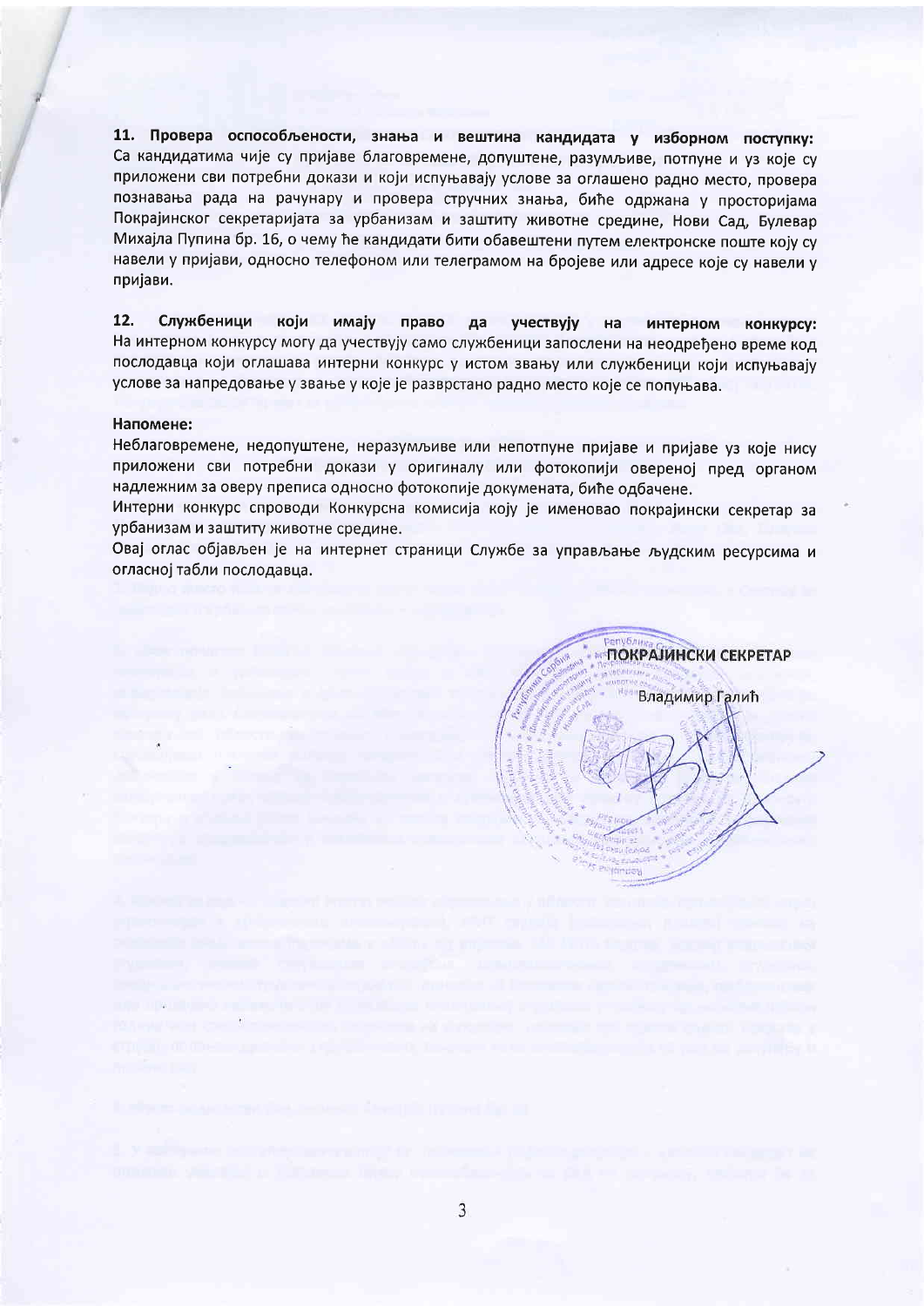**11. Провера оспособљености, знања и вештина кандидата у изборном поступку:** Са кандидатима чије су пријаве благовремене, допуштене, разумљиве, потпуне и уз које су приложени сви потребни докази и који испуњавају услове за оглашено радно место, провера познавања рада на рачунару и провера стручних знања, биће одржана у просторијама Покрајинског секретаријата за урбанизам и заштиту животне средине, Нови Сад, Булевар Михајла Пупина бр. 16, о чему ће кандидати бити обавештени путем електронске поште коју су навели у пријави, односно телефоном или телеграмом на бројеве или адресе које су навели у пријави.

**12. Службеници који имају право да учествују на интерном конкурсу:** На интерном конкурсу могу да учествују само службеници запослени на неодређено време код послодавца који оглашава интерни конкурс у истом звању или службеници који испуњавају услове за напредовање у звање у које је разврстано радно место које се попуњава.

**Напомене:**

Неблаговремене, недопуштене, неразумљиве или непотпуне пријаве и пријаве уз које нису приложени сви потребни докази у оригиналу или фотокопији овереној пред органом надлежним за оверу преписа односно фотокопије докумената, биће одбачене.

Интерни конкурс спроводи Конкурсна комисија коју је именовао покрајински секретар за урбанизам и заштиту животне средине.

Овај оглас објављен је на интернет страници Службе за управљање људским ресурсима и огласној табли послодавца.

**ПОКРАЈИНСКИ СЕКРЕТАР**

Владимир Галић